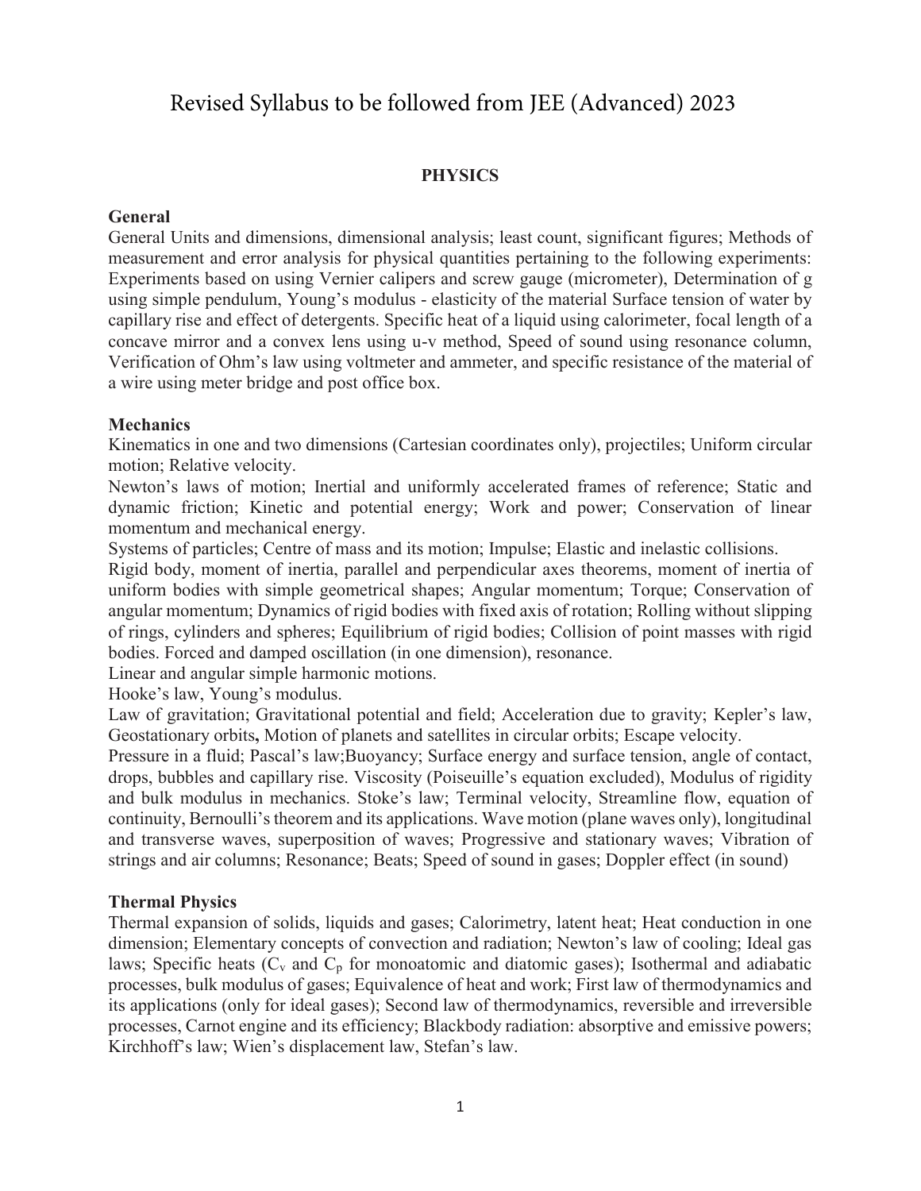# Revised Syllabus to be followed from JEE (Advanced) 2023

## PHYSICS

### General

General Units and dimensions, dimensional analysis; least count, significant figures; Methods of measurement and error analysis for physical quantities pertaining to the following experiments: Experiments based on using Vernier calipers and screw gauge (micrometer), Determination of g using simple pendulum, Young's modulus - elasticity of the material Surface tension of water by capillary rise and effect of detergents. Specific heat of a liquid using calorimeter, focal length of a concave mirror and a convex lens using u-v method, Speed of sound using resonance column, Verification of Ohm's law using voltmeter and ammeter, and specific resistance of the material of a wire using meter bridge and post office box.

### Mechanics

Kinematics in one and two dimensions (Cartesian coordinates only), projectiles; Uniform circular motion; Relative velocity.

Newton's laws of motion; Inertial and uniformly accelerated frames of reference; Static and dynamic friction; Kinetic and potential energy; Work and power; Conservation of linear momentum and mechanical energy.

Systems of particles; Centre of mass and its motion; Impulse; Elastic and inelastic collisions.

Rigid body, moment of inertia, parallel and perpendicular axes theorems, moment of inertia of uniform bodies with simple geometrical shapes; Angular momentum; Torque; Conservation of angular momentum; Dynamics of rigid bodies with fixed axis of rotation; Rolling without slipping of rings, cylinders and spheres; Equilibrium of rigid bodies; Collision of point masses with rigid bodies. Forced and damped oscillation (in one dimension), resonance.

Linear and angular simple harmonic motions.

Hooke's law, Young's modulus.

Law of gravitation; Gravitational potential and field; Acceleration due to gravity; Kepler's law, Geostationary orbits**,** Motion of planets and satellites in circular orbits; Escape velocity.

Pressure in a fluid; Pascal's law;Buoyancy; Surface energy and surface tension, angle of contact, drops, bubbles and capillary rise. Viscosity (Poiseuille's equation excluded), Modulus of rigidity and bulk modulus in mechanics. Stoke's law; Terminal velocity, Streamline flow, equation of continuity, Bernoulli's theorem and its applications. Wave motion (plane waves only), longitudinal and transverse waves, superposition of waves; Progressive and stationary waves; Vibration of strings and air columns; Resonance; Beats; Speed of sound in gases; Doppler effect (in sound)

### Thermal Physics

Thermal expansion of solids, liquids and gases; Calorimetry, latent heat; Heat conduction in one dimension; Elementary concepts of convection and radiation; Newton's law of cooling; Ideal gas laws; Specific heats ($C_v$ and $C_p$ for monoatomic and diatomic gases); Isothermal and adiabatic processes, bulk modulus of gases; Equivalence of heat and work; First law of thermodynamics and its applications (only for ideal gases); Second law of thermodynamics, reversible and irreversible processes, Carnot engine and its efficiency; Blackbody radiation: absorptive and emissive powers; Kirchhoff's law; Wien's displacement law, Stefan's law.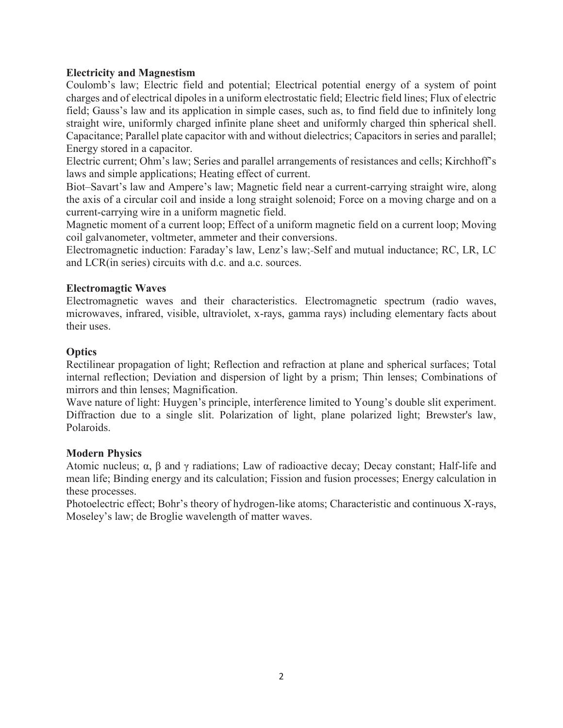**Electricity and Magnestism**

Coulomb's law; Electric field and potential; Electrical potential energy of a system of point charges and of electrical dipoles in a uniform electrostatic field; Electric field lines; Flux of electric field; Gauss's law and its application in simple cases, such as, to find field due to infinitely long straight wire, uniformly charged infinite plane sheet and uniformly charged thin spherical shell. Capacitance; Parallel plate capacitor with and without dielectrics; Capacitors in series and parallel; Energy stored in a capacitor.

Electric current; Ohm's law; Series and parallel arrangements of resistances and cells; Kirchhoff's laws and simple applications; Heating effect of current.

Biot–Savart's law and Ampere's law; Magnetic field near a current-carrying straight wire, along the axis of a circular coil and inside a long straight solenoid; Force on a moving charge and on a current-carrying wire in a uniform magnetic field.

Magnetic moment of a current loop; Effect of a uniform magnetic field on a current loop; Moving coil galvanometer, voltmeter, ammeter and their conversions.

Electromagnetic induction: Faraday's law, Lenz's law;-Self and mutual inductance; RC, LR, LC and LCR(in series) circuits with d.c. and a.c. sources.

**Electromagtic Waves**

Electromagnetic waves and their characteristics. Electromagnetic spectrum (radio waves, microwaves, infrared, visible, ultraviolet, x-rays, gamma rays) including elementary facts about their uses.

**Optics**

Rectilinear propagation of light; Reflection and refraction at plane and spherical surfaces; Total internal reflection; Deviation and dispersion of light by a prism; Thin lenses; Combinations of mirrors and thin lenses; Magnification.

Wave nature of light: Huygen's principle, interference limited to Young's double slit experiment. Diffraction due to a single slit. Polarization of light, plane polarized light; Brewster's law, Polaroids.

**Modern Physics**

Atomic nucleus; $\alpha$, $\beta$ and $\gamma$ radiations; Law of radioactive decay; Decay constant; Half-life and mean life; Binding energy and its calculation; Fission and fusion processes; Energy calculation in these processes.

Photoelectric effect; Bohr's theory of hydrogen-like atoms; Characteristic and continuous X-rays, Moseley's law; de Broglie wavelength of matter waves.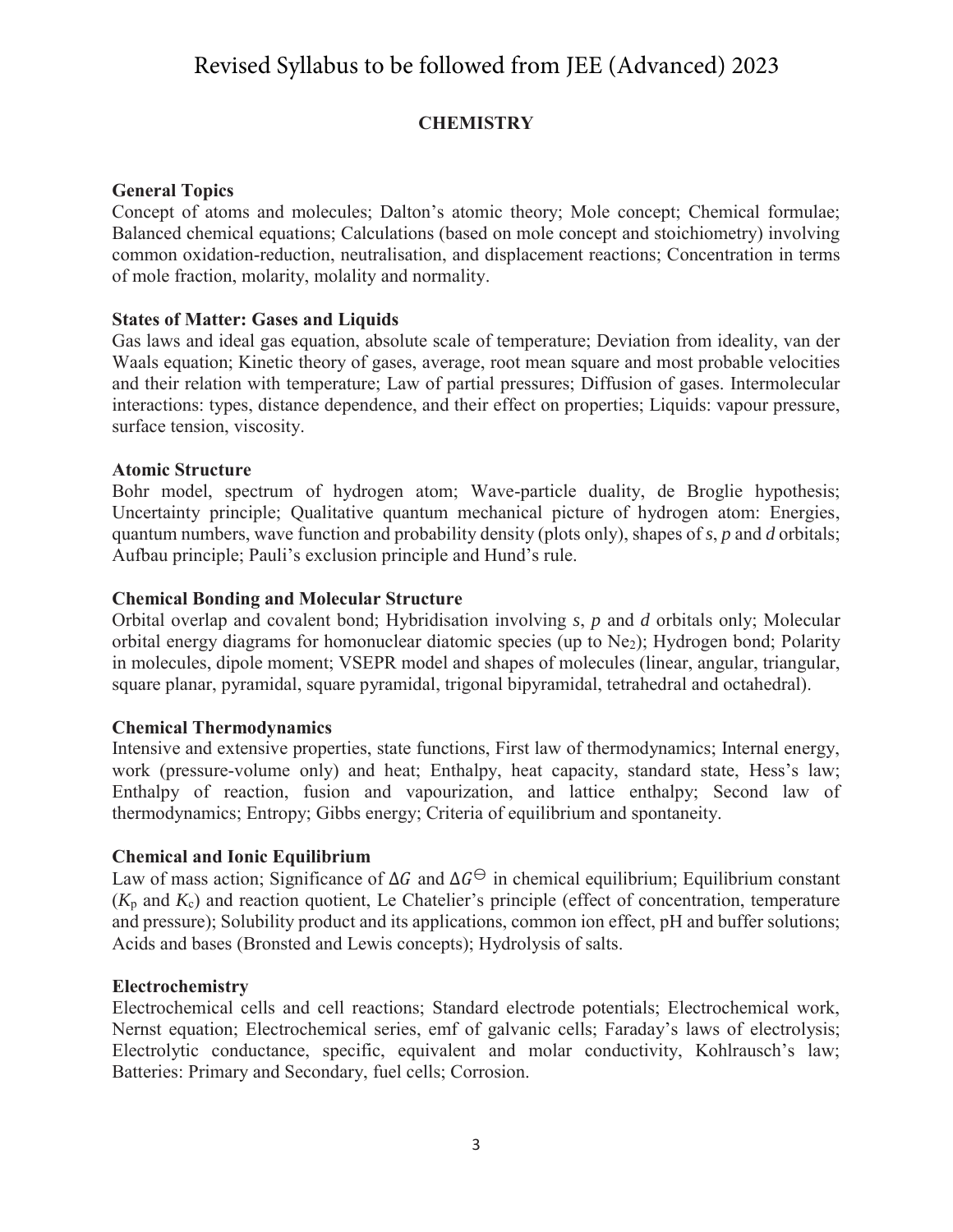# Revised Syllabus to be followed from JEE (Advanced) 2023

## CHEMISTRY

### General Topics

Concept of atoms and molecules; Dalton's atomic theory; Mole concept; Chemical formulae; Balanced chemical equations; Calculations (based on mole concept and stoichiometry) involving common oxidation-reduction, neutralisation, and displacement reactions; Concentration in terms of mole fraction, molarity, molality and normality.

### States of Matter: Gases and Liquids

Gas laws and ideal gas equation, absolute scale of temperature; Deviation from ideality, van der Waals equation; Kinetic theory of gases, average, root mean square and most probable velocities and their relation with temperature; Law of partial pressures; Diffusion of gases. Intermolecular interactions: types, distance dependence, and their effect on properties; Liquids: vapour pressure, surface tension, viscosity.

### Atomic Structure

Bohr model, spectrum of hydrogen atom; Wave-particle duality, de Broglie hypothesis; Uncertainty principle; Qualitative quantum mechanical picture of hydrogen atom: Energies, quantum numbers, wave function and probability density (plots only), shapes of *s*, *p* and *d* orbitals; Aufbau principle; Pauli's exclusion principle and Hund's rule.

### Chemical Bonding and Molecular Structure

Orbital overlap and covalent bond; Hybridisation involving *s*, *p* and *d* orbitals only; Molecular orbital energy diagrams for homonuclear diatomic species (up to $Ne_2$); Hydrogen bond; Polarity in molecules, dipole moment; VSEPR model and shapes of molecules (linear, angular, triangular, square planar, pyramidal, square pyramidal, trigonal bipyramidal, tetrahedral and octahedral).

### Chemical Thermodynamics

Intensive and extensive properties, state functions, First law of thermodynamics; Internal energy, work (pressure-volume only) and heat; Enthalpy, heat capacity, standard state, Hess's law; Enthalpy of reaction, fusion and vapourization, and lattice enthalpy; Second law of thermodynamics; Entropy; Gibbs energy; Criteria of equilibrium and spontaneity.

### Chemical and Ionic Equilibrium

Law of mass action; Significance of $\Delta G$ and $\Delta G^{\ominus}$ in chemical equilibrium; Equilibrium constant ($K_p$ and $K_c$) and reaction quotient, Le Chatelier's principle (effect of concentration, temperature and pressure); Solubility product and its applications, common ion effect, pH and buffer solutions; Acids and bases (Bronsted and Lewis concepts); Hydrolysis of salts.

### Electrochemistry

Electrochemical cells and cell reactions; Standard electrode potentials; Electrochemical work, Nernst equation; Electrochemical series, emf of galvanic cells; Faraday's laws of electrolysis; Electrolytic conductance, specific, equivalent and molar conductivity, Kohlrausch's law; Batteries: Primary and Secondary, fuel cells; Corrosion.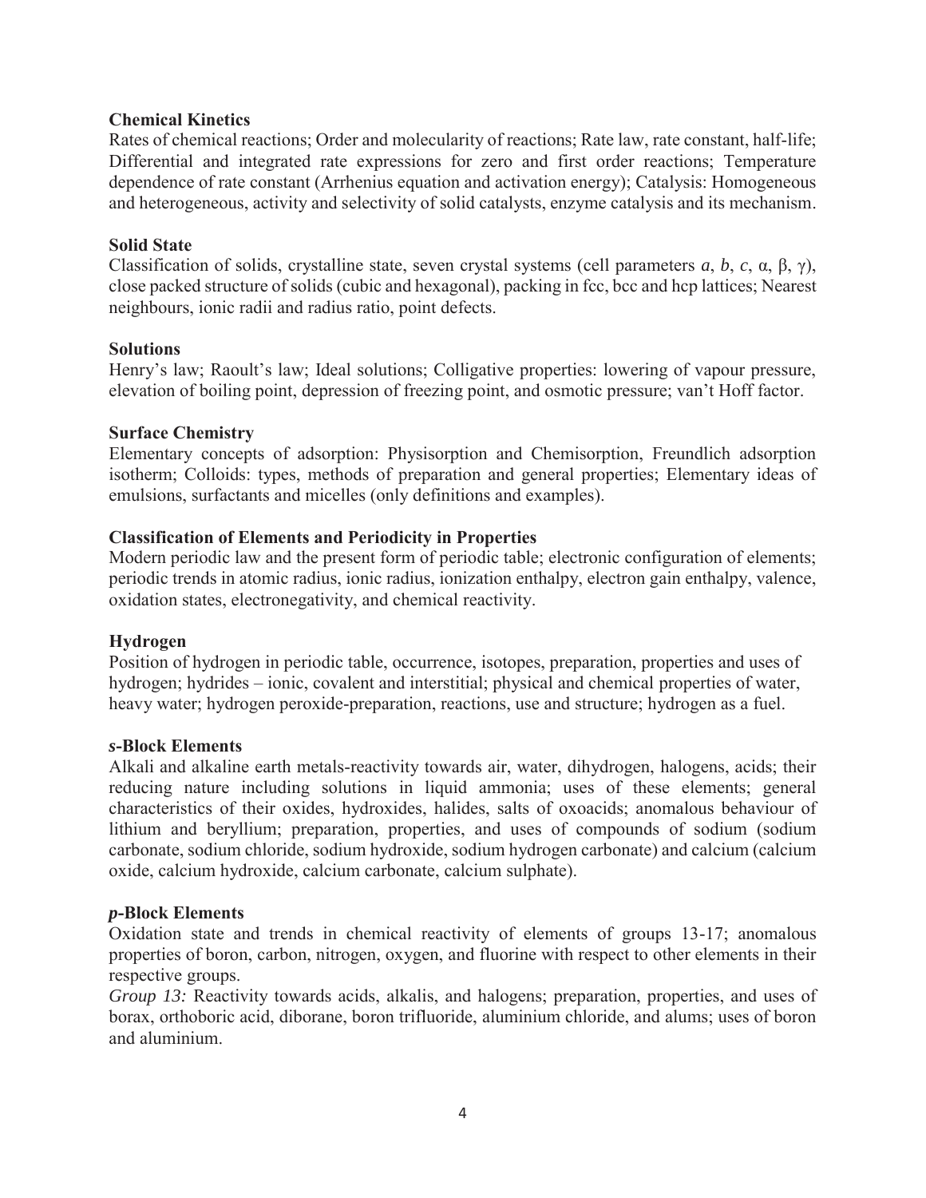**Chemical Kinetics**

Rates of chemical reactions; Order and molecularity of reactions; Rate law, rate constant, half-life; Differential and integrated rate expressions for zero and first order reactions; Temperature dependence of rate constant (Arrhenius equation and activation energy); Catalysis: Homogeneous and heterogeneous, activity and selectivity of solid catalysts, enzyme catalysis and its mechanism.

**Solid State**

Classification of solids, crystalline state, seven crystal systems (cell parameters $a$, $b$, $c$, $\alpha$, $\beta$, $\gamma$), close packed structure of solids (cubic and hexagonal), packing in fcc, bcc and hcp lattices; Nearest neighbours, ionic radii and radius ratio, point defects.

**Solutions**

Henry's law; Raoult's law; Ideal solutions; Colligative properties: lowering of vapour pressure, elevation of boiling point, depression of freezing point, and osmotic pressure; van't Hoff factor.

**Surface Chemistry**

Elementary concepts of adsorption: Physisorption and Chemisorption, Freundlich adsorption isotherm; Colloids: types, methods of preparation and general properties; Elementary ideas of emulsions, surfactants and micelles (only definitions and examples).

**Classification of Elements and Periodicity in Properties**

Modern periodic law and the present form of periodic table; electronic configuration of elements; periodic trends in atomic radius, ionic radius, ionization enthalpy, electron gain enthalpy, valence, oxidation states, electronegativity, and chemical reactivity.

**Hydrogen**

Position of hydrogen in periodic table, occurrence, isotopes, preparation, properties and uses of hydrogen; hydrides – ionic, covalent and interstitial; physical and chemical properties of water, heavy water; hydrogen peroxide-preparation, reactions, use and structure; hydrogen as a fuel.

***s*-Block Elements**

Alkali and alkaline earth metals-reactivity towards air, water, dihydrogen, halogens, acids; their reducing nature including solutions in liquid ammonia; uses of these elements; general characteristics of their oxides, hydroxides, halides, salts of oxoacids; anomalous behaviour of lithium and beryllium; preparation, properties, and uses of compounds of sodium (sodium carbonate, sodium chloride, sodium hydroxide, sodium hydrogen carbonate) and calcium (calcium oxide, calcium hydroxide, calcium carbonate, calcium sulphate).

***p*-Block Elements**

Oxidation state and trends in chemical reactivity of elements of groups 13-17; anomalous properties of boron, carbon, nitrogen, oxygen, and fluorine with respect to other elements in their respective groups.

*Group 13:* Reactivity towards acids, alkalis, and halogens; preparation, properties, and uses of borax, orthoboric acid, diborane, boron trifluoride, aluminium chloride, and alums; uses of boron and aluminium.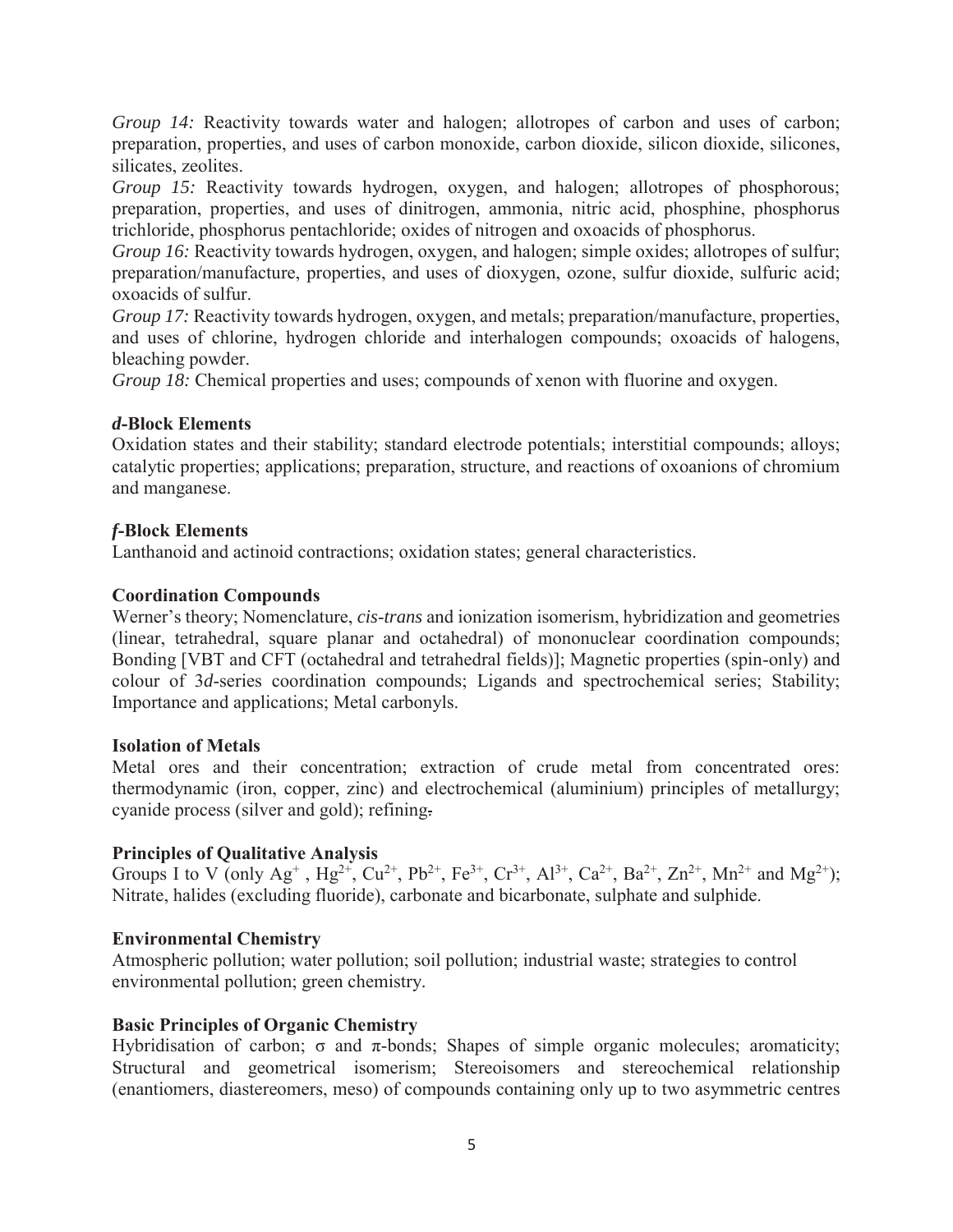*Group 14:* Reactivity towards water and halogen; allotropes of carbon and uses of carbon; preparation, properties, and uses of carbon monoxide, carbon dioxide, silicon dioxide, silicones, silicates, zeolites.

*Group 15:* Reactivity towards hydrogen, oxygen, and halogen; allotropes of phosphorous; preparation, properties, and uses of dinitrogen, ammonia, nitric acid, phosphine, phosphorus trichloride, phosphorus pentachloride; oxides of nitrogen and oxoacids of phosphorus.

*Group 16:* Reactivity towards hydrogen, oxygen, and halogen; simple oxides; allotropes of sulfur; preparation/manufacture, properties, and uses of dioxygen, ozone, sulfur dioxide, sulfuric acid; oxoacids of sulfur.

*Group 17:* Reactivity towards hydrogen, oxygen, and metals; preparation/manufacture, properties, and uses of chlorine, hydrogen chloride and interhalogen compounds; oxoacids of halogens, bleaching powder.

*Group 18:* Chemical properties and uses; compounds of xenon with fluorine and oxygen.

### *d*-Block Elements

Oxidation states and their stability; standard electrode potentials; interstitial compounds; alloys; catalytic properties; applications; preparation, structure, and reactions of oxoanions of chromium and manganese.

### *f*-Block Elements

Lanthanoid and actinoid contractions; oxidation states; general characteristics.

### Coordination Compounds

Werner's theory; Nomenclature, *cis-trans* and ionization isomerism, hybridization and geometries (linear, tetrahedral, square planar and octahedral) of mononuclear coordination compounds; Bonding [VBT and CFT (octahedral and tetrahedral fields)]; Magnetic properties (spin-only) and colour of 3*d*-series coordination compounds; Ligands and spectrochemical series; Stability; Importance and applications; Metal carbonyls.

### Isolation of Metals

Metal ores and their concentration; extraction of crude metal from concentrated ores: thermodynamic (iron, copper, zinc) and electrochemical (aluminium) principles of metallurgy; cyanide process (silver and gold); refining.

### Principles of Qualitative Analysis

Groups I to V (only $Ag^{+}$, $Hg^{2+}$, $Cu^{2+}$, $Pb^{2+}$, $Fe^{3+}$, $Cr^{3+}$, $Al^{3+}$, $Ca^{2+}$, $Ba^{2+}$, $Zn^{2+}$, $Mn^{2+}$ and $Mg^{2+}$); Nitrate, halides (excluding fluoride), carbonate and bicarbonate, sulphate and sulphide.

### Environmental Chemistry

Atmospheric pollution; water pollution; soil pollution; industrial waste; strategies to control environmental pollution; green chemistry.

### Basic Principles of Organic Chemistry

Hybridisation of carbon; σ and π-bonds; Shapes of simple organic molecules; aromaticity; Structural and geometrical isomerism; Stereoisomers and stereochemical relationship (enantiomers, diastereomers, meso) of compounds containing only up to two asymmetric centres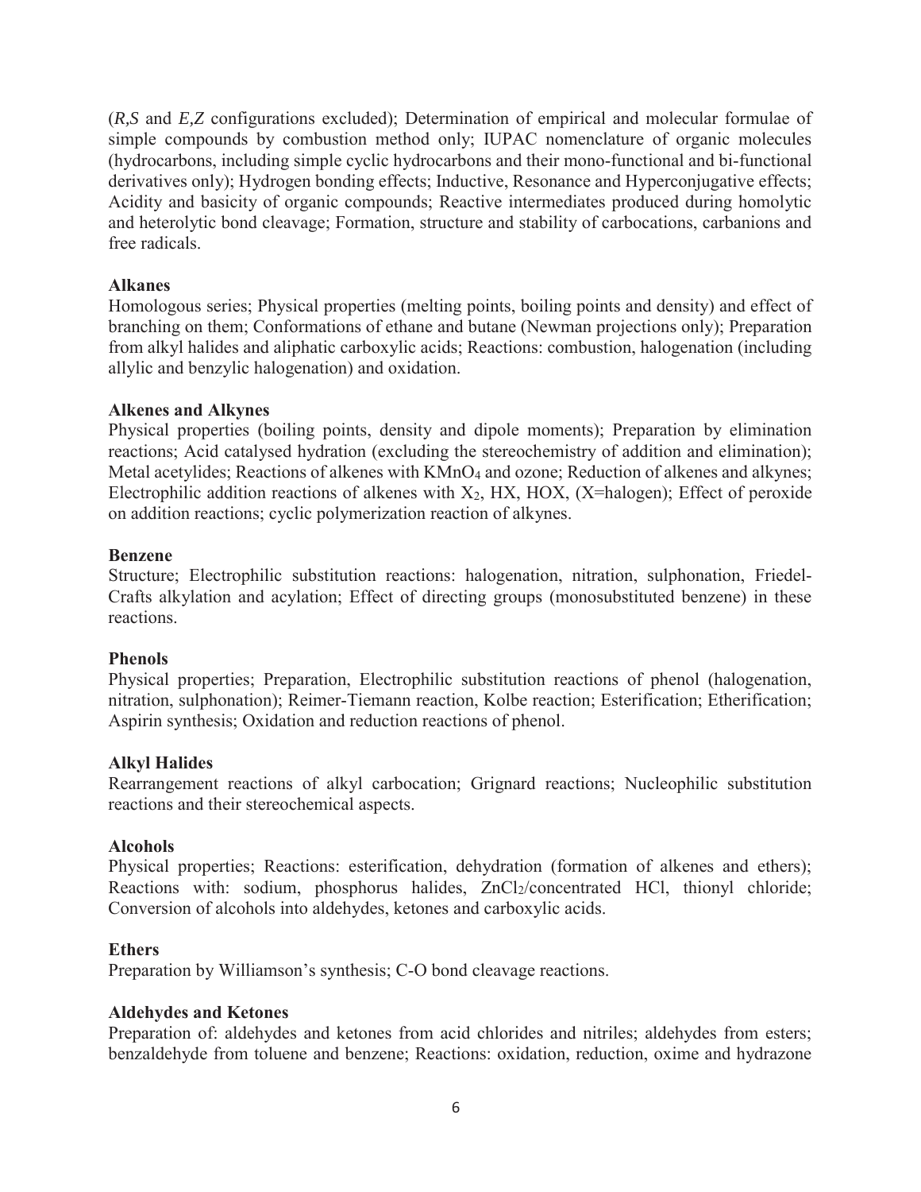(*R,S* and *E,Z* configurations excluded); Determination of empirical and molecular formulae of simple compounds by combustion method only; IUPAC nomenclature of organic molecules (hydrocarbons, including simple cyclic hydrocarbons and their mono-functional and bi-functional derivatives only); Hydrogen bonding effects; Inductive, Resonance and Hyperconjugative effects; Acidity and basicity of organic compounds; Reactive intermediates produced during homolytic and heterolytic bond cleavage; Formation, structure and stability of carbocations, carbanions and free radicals.

**Alkanes**

Homologous series; Physical properties (melting points, boiling points and density) and effect of branching on them; Conformations of ethane and butane (Newman projections only); Preparation from alkyl halides and aliphatic carboxylic acids; Reactions: combustion, halogenation (including allylic and benzylic halogenation) and oxidation.

**Alkenes and Alkynes**

Physical properties (boiling points, density and dipole moments); Preparation by elimination reactions; Acid catalysed hydration (excluding the stereochemistry of addition and elimination); Metal acetylides; Reactions of alkenes with $KMnO_4$ and ozone; Reduction of alkenes and alkynes; Electrophilic addition reactions of alkenes with $X_2$, HX, HOX, (X=halogen); Effect of peroxide on addition reactions; cyclic polymerization reaction of alkynes.

**Benzene**

Structure; Electrophilic substitution reactions: halogenation, nitration, sulphonation, Friedel-Crafts alkylation and acylation; Effect of directing groups (monosubstituted benzene) in these reactions.

**Phenols**

Physical properties; Preparation, Electrophilic substitution reactions of phenol (halogenation, nitration, sulphonation); Reimer-Tiemann reaction, Kolbe reaction; Esterification; Etherification; Aspirin synthesis; Oxidation and reduction reactions of phenol.

**Alkyl Halides**

Rearrangement reactions of alkyl carbocation; Grignard reactions; Nucleophilic substitution reactions and their stereochemical aspects.

**Alcohols**

Physical properties; Reactions: esterification, dehydration (formation of alkenes and ethers); Reactions with: sodium, phosphorus halides, $ZnCl_2$/concentrated HCl, thionyl chloride; Conversion of alcohols into aldehydes, ketones and carboxylic acids.

**Ethers**

Preparation by Williamson's synthesis; C-O bond cleavage reactions.

**Aldehydes and Ketones**

Preparation of: aldehydes and ketones from acid chlorides and nitriles; aldehydes from esters; benzaldehyde from toluene and benzene; Reactions: oxidation, reduction, oxime and hydrazone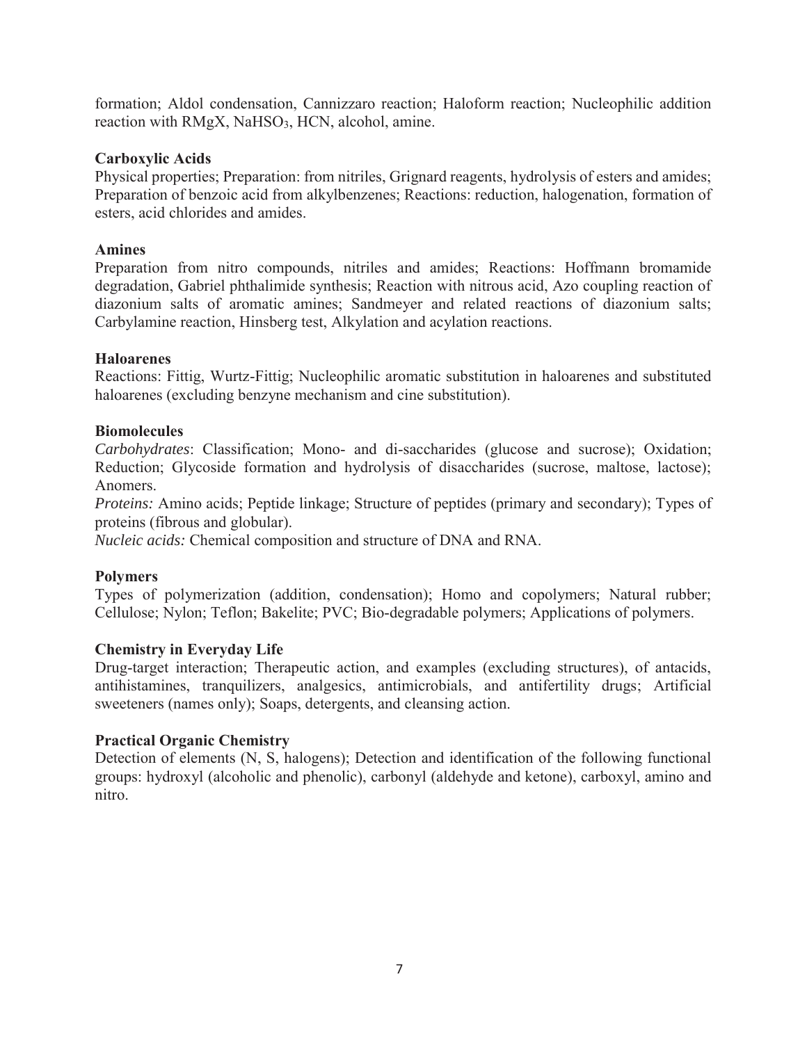formation; Aldol condensation, Cannizzaro reaction; Haloform reaction; Nucleophilic addition reaction with RMgX, $NaHSO_3$, HCN, alcohol, amine.

**Carboxylic Acids**

Physical properties; Preparation: from nitriles, Grignard reagents, hydrolysis of esters and amides; Preparation of benzoic acid from alkylbenzenes; Reactions: reduction, halogenation, formation of esters, acid chlorides and amides.

**Amines**

Preparation from nitro compounds, nitriles and amides; Reactions: Hoffmann bromamide degradation, Gabriel phthalimide synthesis; Reaction with nitrous acid, Azo coupling reaction of diazonium salts of aromatic amines; Sandmeyer and related reactions of diazonium salts; Carbylamine reaction, Hinsberg test, Alkylation and acylation reactions.

**Haloarenes**

Reactions: Fittig, Wurtz-Fittig; Nucleophilic aromatic substitution in haloarenes and substituted haloarenes (excluding benzyne mechanism and cine substitution).

**Biomolecules**

*Carbohydrates*: Classification; Mono- and di-saccharides (glucose and sucrose); Oxidation; Reduction; Glycoside formation and hydrolysis of disaccharides (sucrose, maltose, lactose); Anomers.

*Proteins:* Amino acids; Peptide linkage; Structure of peptides (primary and secondary); Types of proteins (fibrous and globular).

*Nucleic acids:* Chemical composition and structure of DNA and RNA.

**Polymers**

Types of polymerization (addition, condensation); Homo and copolymers; Natural rubber; Cellulose; Nylon; Teflon; Bakelite; PVC; Bio-degradable polymers; Applications of polymers.

**Chemistry in Everyday Life**

Drug-target interaction; Therapeutic action, and examples (excluding structures), of antacids, antihistamines, tranquilizers, analgesics, antimicrobials, and antifertility drugs; Artificial sweeteners (names only); Soaps, detergents, and cleansing action.

**Practical Organic Chemistry**

Detection of elements (N, S, halogens); Detection and identification of the following functional groups: hydroxyl (alcoholic and phenolic), carbonyl (aldehyde and ketone), carboxyl, amino and nitro.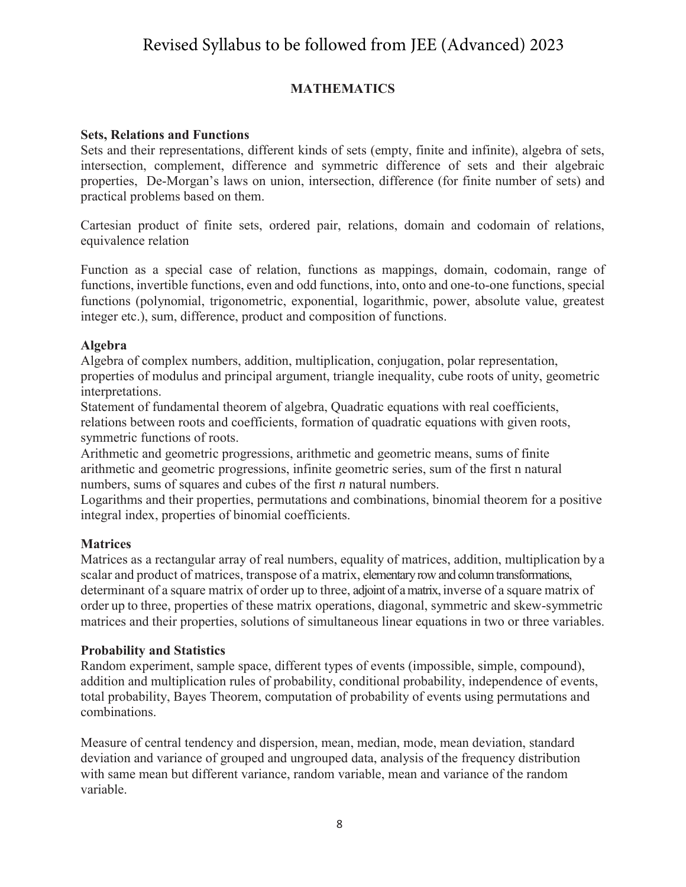# Revised Syllabus to be followed from JEE (Advanced) 2023

## MATHEMATICS

### Sets, Relations and Functions

Sets and their representations, different kinds of sets (empty, finite and infinite), algebra of sets, intersection, complement, difference and symmetric difference of sets and their algebraic properties, De-Morgan's laws on union, intersection, difference (for finite number of sets) and practical problems based on them.

Cartesian product of finite sets, ordered pair, relations, domain and codomain of relations, equivalence relation

Function as a special case of relation, functions as mappings, domain, codomain, range of functions, invertible functions, even and odd functions, into, onto and one-to-one functions, special functions (polynomial, trigonometric, exponential, logarithmic, power, absolute value, greatest integer etc.), sum, difference, product and composition of functions.

### Algebra

Algebra of complex numbers, addition, multiplication, conjugation, polar representation, properties of modulus and principal argument, triangle inequality, cube roots of unity, geometric interpretations.

Statement of fundamental theorem of algebra, Quadratic equations with real coefficients, relations between roots and coefficients, formation of quadratic equations with given roots, symmetric functions of roots.

Arithmetic and geometric progressions, arithmetic and geometric means, sums of finite arithmetic and geometric progressions, infinite geometric series, sum of the first n natural numbers, sums of squares and cubes of the first *n* natural numbers.

Logarithms and their properties, permutations and combinations, binomial theorem for a positive integral index, properties of binomial coefficients.

### Matrices

Matrices as a rectangular array of real numbers, equality of matrices, addition, multiplication by a scalar and product of matrices, transpose of a matrix, elementary row and column transformations, determinant of a square matrix of order up to three, adjoint of a matrix, inverse of a square matrix of order up to three, properties of these matrix operations, diagonal, symmetric and skew-symmetric matrices and their properties, solutions of simultaneous linear equations in two or three variables.

### Probability and Statistics

Random experiment, sample space, different types of events (impossible, simple, compound), addition and multiplication rules of probability, conditional probability, independence of events, total probability, Bayes Theorem, computation of probability of events using permutations and combinations.

Measure of central tendency and dispersion, mean, median, mode, mean deviation, standard deviation and variance of grouped and ungrouped data, analysis of the frequency distribution with same mean but different variance, random variable, mean and variance of the random variable.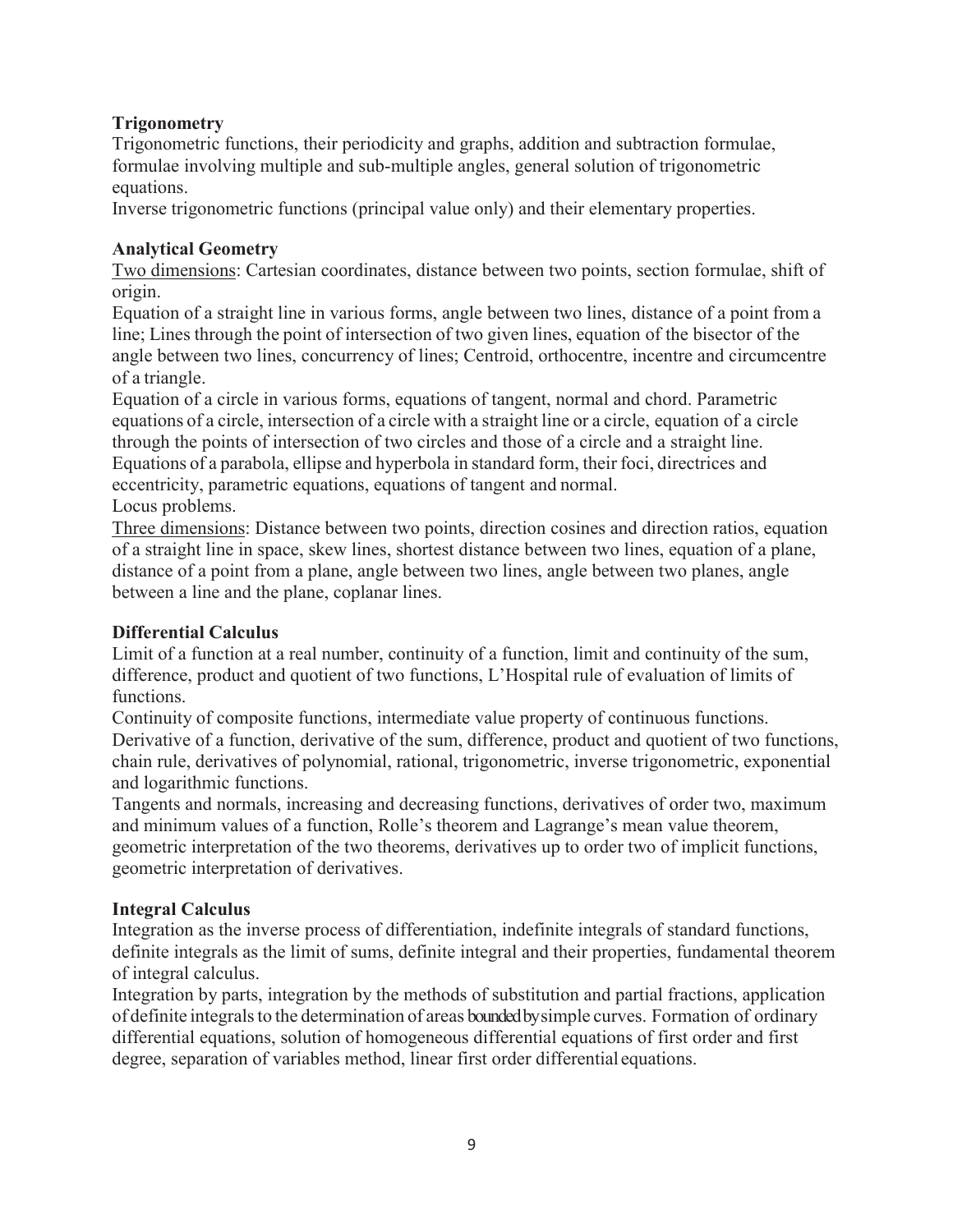**Trigonometry**

Trigonometric functions, their periodicity and graphs, addition and subtraction formulae, formulae involving multiple and sub-multiple angles, general solution of trigonometric equations.

Inverse trigonometric functions (principal value only) and their elementary properties.

**Analytical Geometry**

Two dimensions: Cartesian coordinates, distance between two points, section formulae, shift of origin.

Equation of a straight line in various forms, angle between two lines, distance of a point from a line; Lines through the point of intersection of two given lines, equation of the bisector of the angle between two lines, concurrency of lines; Centroid, orthocentre, incentre and circumcentre of a triangle.

Equation of a circle in various forms, equations of tangent, normal and chord. Parametric equations of a circle, intersection of a circle with a straight line or a circle, equation of a circle through the points of intersection of two circles and those of a circle and a straight line.

Equations of a parabola, ellipse and hyperbola in standard form, their foci, directrices and eccentricity, parametric equations, equations of tangent and normal.

Locus problems.

Three dimensions: Distance between two points, direction cosines and direction ratios, equation of a straight line in space, skew lines, shortest distance between two lines, equation of a plane, distance of a point from a plane, angle between two lines, angle between two planes, angle between a line and the plane, coplanar lines.

**Differential Calculus**

Limit of a function at a real number, continuity of a function, limit and continuity of the sum, difference, product and quotient of two functions, L'Hospital rule of evaluation of limits of functions.

Continuity of composite functions, intermediate value property of continuous functions.

Derivative of a function, derivative of the sum, difference, product and quotient of two functions, chain rule, derivatives of polynomial, rational, trigonometric, inverse trigonometric, exponential and logarithmic functions.

Tangents and normals, increasing and decreasing functions, derivatives of order two, maximum and minimum values of a function, Rolle's theorem and Lagrange's mean value theorem, geometric interpretation of the two theorems, derivatives up to order two of implicit functions, geometric interpretation of derivatives.

**Integral Calculus**

Integration as the inverse process of differentiation, indefinite integrals of standard functions, definite integrals as the limit of sums, definite integral and their properties, fundamental theorem of integral calculus.

Integration by parts, integration by the methods of substitution and partial fractions, application of definite integrals to the determination of areas bounded by simple curves. Formation of ordinary differential equations, solution of homogeneous differential equations of first order and first degree, separation of variables method, linear first order differential equations.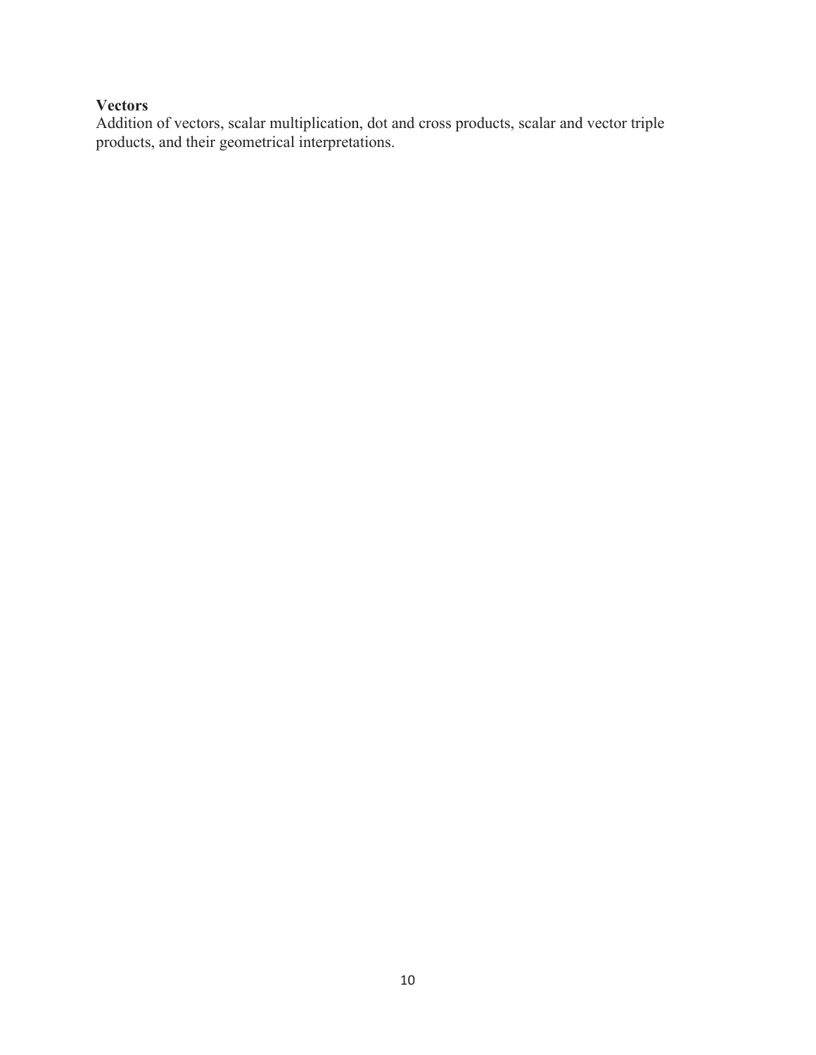**Vectors**

Addition of vectors, scalar multiplication, dot and cross products, scalar and vector triple products, and their geometrical interpretations.